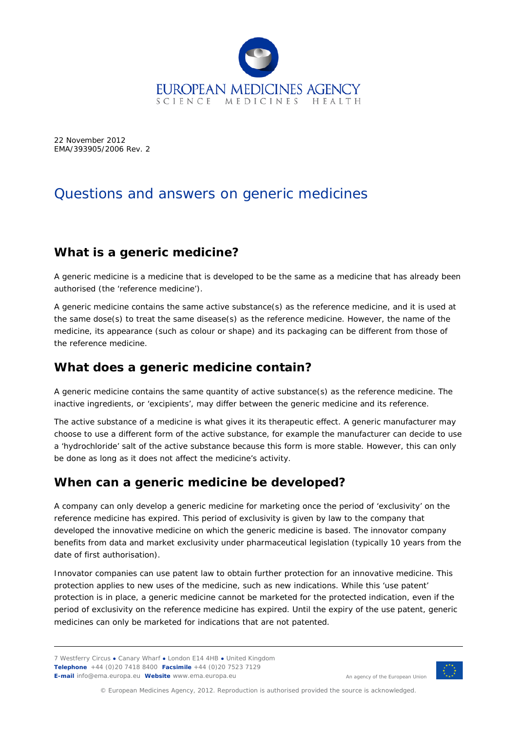EUROPEAN MEDICINES AGENCY
SCIENCE MEDICINES HEALTH

22 November 2012
EMA/393905/2006 Rev. 2

# Questions and answers on generic medicines

## What is a generic medicine?

A generic medicine is a medicine that is developed to be the same as a medicine that has already been authorised (the 'reference medicine').

A generic medicine contains the same active substance(s) as the reference medicine, and it is used at the same dose(s) to treat the same disease(s) as the reference medicine. However, the name of the medicine, its appearance (such as colour or shape) and its packaging can be different from those of the reference medicine.

## What does a generic medicine contain?

A generic medicine contains the same quantity of active substance(s) as the reference medicine. The inactive ingredients, or 'excipients', may differ between the generic medicine and its reference.

The active substance of a medicine is what gives it its therapeutic effect. A generic manufacturer may choose to use a different form of the active substance, for example the manufacturer can decide to use a 'hydrochloride' salt of the active substance because this form is more stable. However, this can only be done as long as it does not affect the medicine's activity.

## When can a generic medicine be developed?

A company can only develop a generic medicine for marketing once the period of 'exclusivity' on the reference medicine has expired. This period of exclusivity is given by law to the company that developed the innovative medicine on which the generic medicine is based. The innovator company benefits from data and market exclusivity under pharmaceutical legislation (typically 10 years from the date of first authorisation).

Innovator companies can use patent law to obtain further protection for an innovative medicine. This protection applies to new uses of the medicine, such as new indications. While this 'use patent' protection is in place, a generic medicine cannot be marketed for the protected indication, even if the period of exclusivity on the reference medicine has expired. Until the expiry of the use patent, generic medicines can only be marketed for indications that are not patented.

7 Westferry Circus • Canary Wharf • London E14 4HB • United Kingdom
**Telephone** +44 (0)20 7418 8400 **Facsimile** +44 (0)20 7523 7129
**E-mail** info@ema.europa.eu **Website** www.ema.europa.eu

An agency of the European Union

© European Medicines Agency, 2012. Reproduction is authorised provided the source is acknowledged.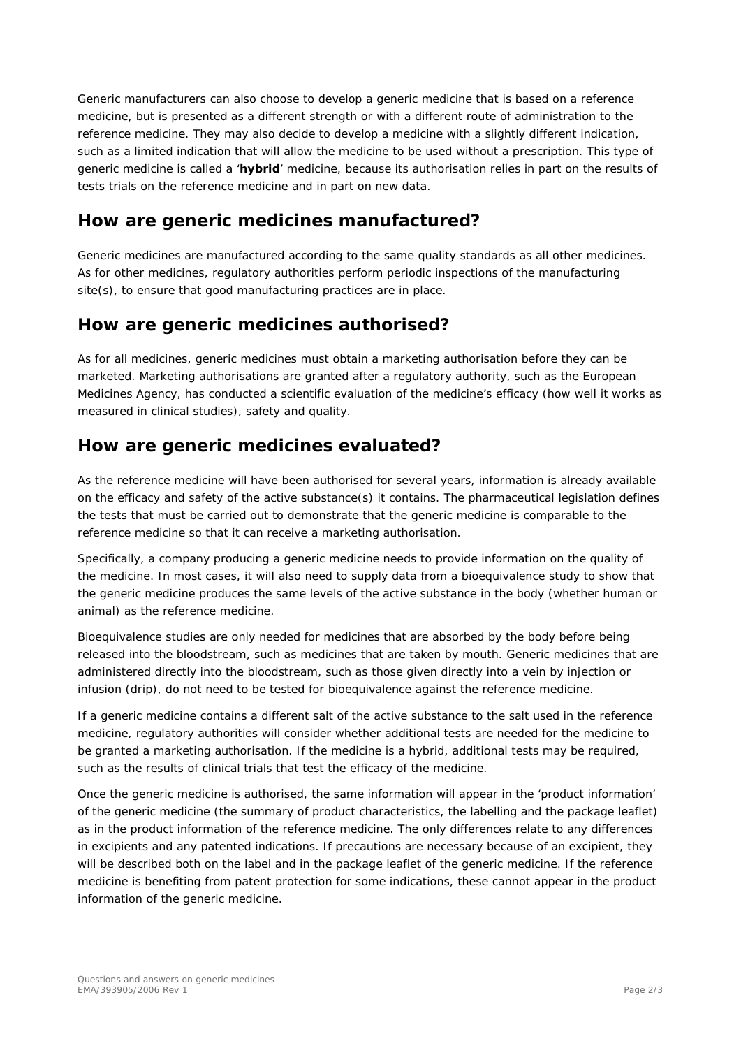Generic manufacturers can also choose to develop a generic medicine that is based on a reference medicine, but is presented as a different strength or with a different route of administration to the reference medicine. They may also decide to develop a medicine with a slightly different indication, such as a limited indication that will allow the medicine to be used without a prescription. This type of generic medicine is called a '**hybrid**' medicine, because its authorisation relies in part on the results of tests trials on the reference medicine and in part on new data.

## How are generic medicines manufactured?

Generic medicines are manufactured according to the same quality standards as all other medicines. As for other medicines, regulatory authorities perform periodic inspections of the manufacturing site(s), to ensure that good manufacturing practices are in place.

## How are generic medicines authorised?

As for all medicines, generic medicines must obtain a marketing authorisation before they can be marketed. Marketing authorisations are granted after a regulatory authority, such as the European Medicines Agency, has conducted a scientific evaluation of the medicine's efficacy (how well it works as measured in clinical studies), safety and quality.

## How are generic medicines evaluated?

As the reference medicine will have been authorised for several years, information is already available on the efficacy and safety of the active substance(s) it contains. The pharmaceutical legislation defines the tests that must be carried out to demonstrate that the generic medicine is comparable to the reference medicine so that it can receive a marketing authorisation.

Specifically, a company producing a generic medicine needs to provide information on the quality of the medicine. In most cases, it will also need to supply data from a bioequivalence study to show that the generic medicine produces the same levels of the active substance in the body (whether human or animal) as the reference medicine.

Bioequivalence studies are only needed for medicines that are absorbed by the body before being released into the bloodstream, such as medicines that are taken by mouth. Generic medicines that are administered directly into the bloodstream, such as those given directly into a vein by injection or infusion (drip), do not need to be tested for bioequivalence against the reference medicine.

If a generic medicine contains a different salt of the active substance to the salt used in the reference medicine, regulatory authorities will consider whether additional tests are needed for the medicine to be granted a marketing authorisation. If the medicine is a hybrid, additional tests may be required, such as the results of clinical trials that test the efficacy of the medicine.

Once the generic medicine is authorised, the same information will appear in the 'product information' of the generic medicine (the summary of product characteristics, the labelling and the package leaflet) as in the product information of the reference medicine. The only differences relate to any differences in excipients and any patented indications. If precautions are necessary because of an excipient, they will be described both on the label and in the package leaflet of the generic medicine. If the reference medicine is benefiting from patent protection for some indications, these cannot appear in the product information of the generic medicine.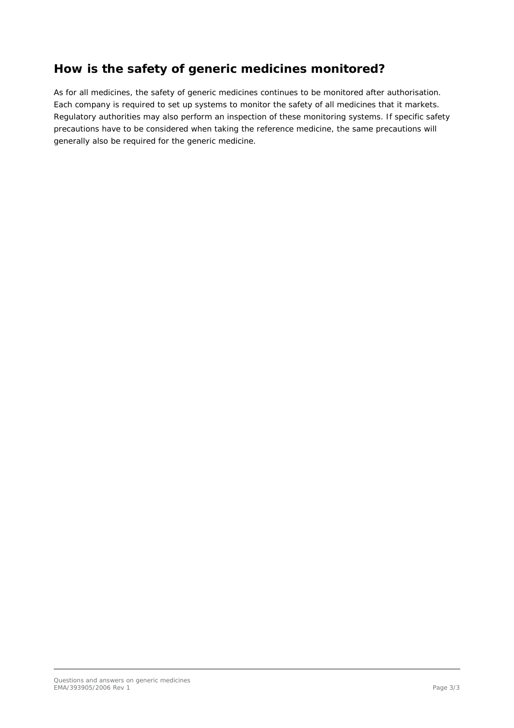## How is the safety of generic medicines monitored?

As for all medicines, the safety of generic medicines continues to be monitored after authorisation. Each company is required to set up systems to monitor the safety of all medicines that it markets. Regulatory authorities may also perform an inspection of these monitoring systems. If specific safety precautions have to be considered when taking the reference medicine, the same precautions will generally also be required for the generic medicine.